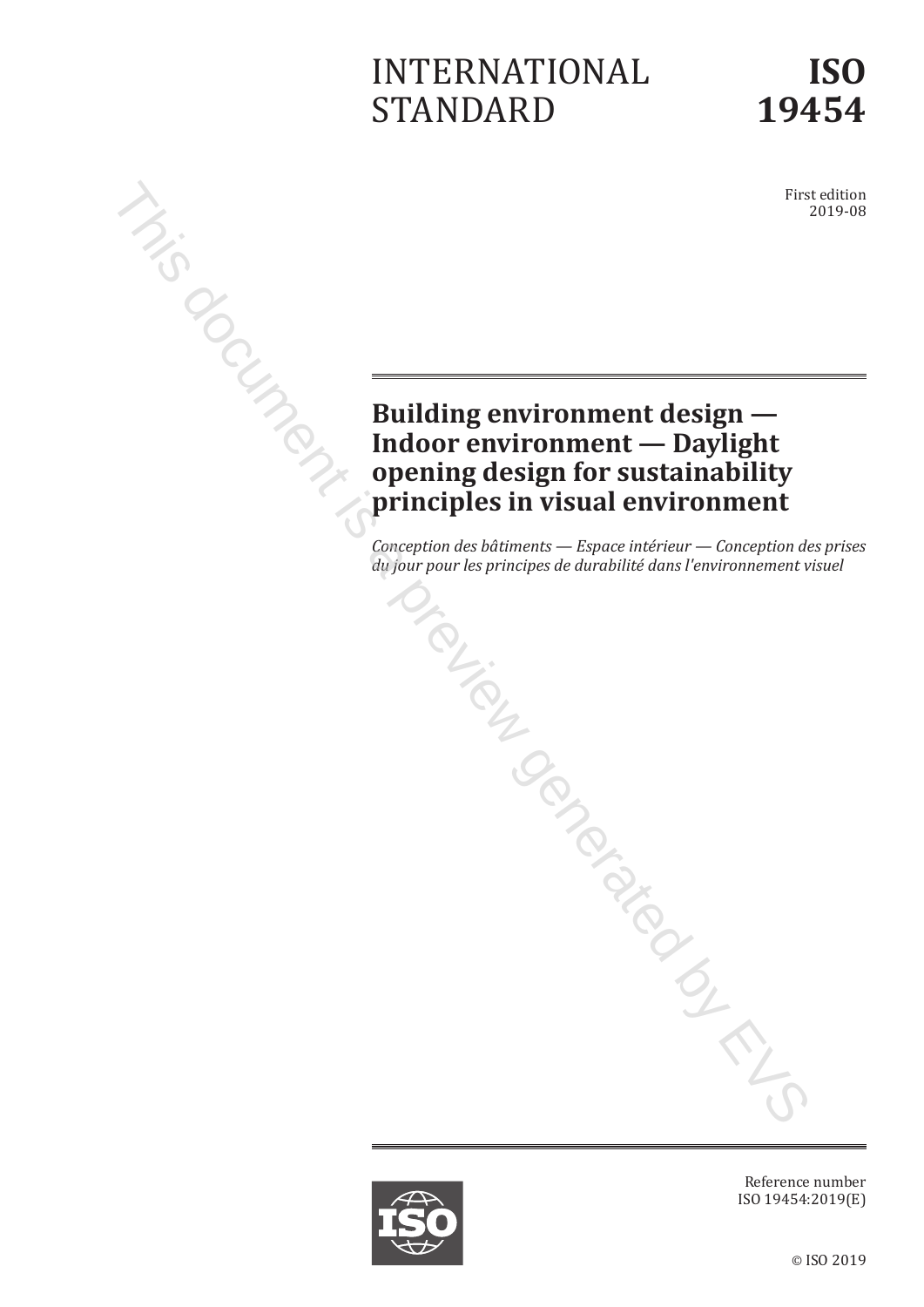INTERNATIONAL STANDARD

**ISO 19454**

First edition
2019-08

# Building environment design — Indoor environment — Daylight opening design for sustainability principles in visual environment

*Conception des bâtiments — Espace intérieur — Conception des prises du jour pour les principes de durabilité dans l'environnement visuel*

Reference number
ISO 19454:2019(E)

© ISO 2019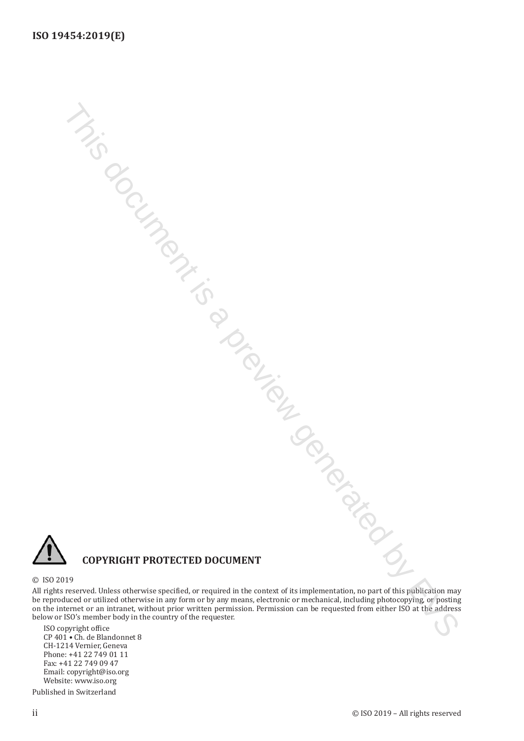**COPYRIGHT PROTECTED DOCUMENT**

© ISO 2019

All rights reserved. Unless otherwise specified, or required in the context of its implementation, no part of this publication may be reproduced or utilized otherwise in any form or by any means, electronic or mechanical, including photocopying, or posting on the internet or an intranet, without prior written permission. Permission can be requested from either ISO at the address below or ISO's member body in the country of the requester.

ISO copyright office
CP 401 • Ch. de Blandonnet 8
CH-1214 Vernier, Geneva
Phone: +41 22 749 01 11
Fax: +41 22 749 09 47
Email: copyright@iso.org
Website: www.iso.org

Published in Switzerland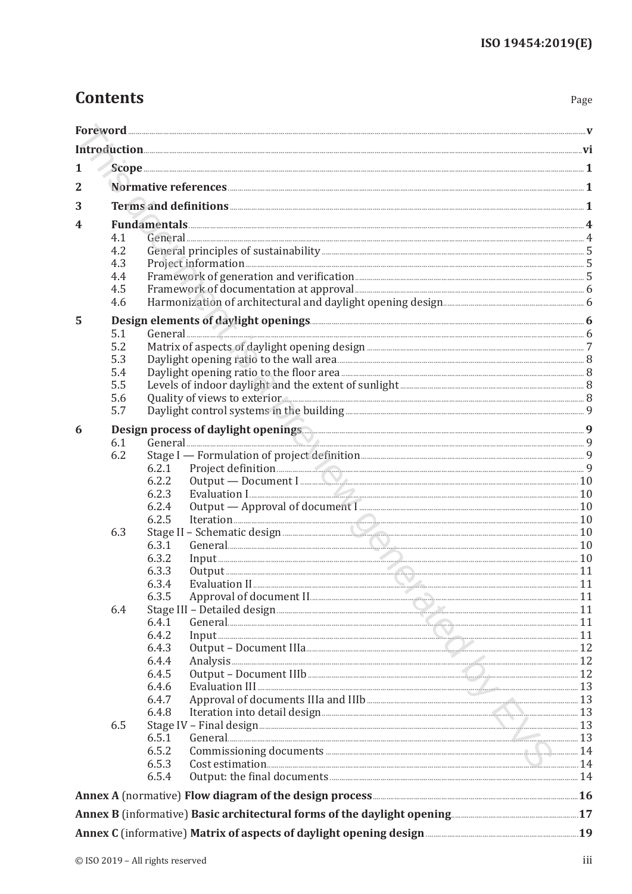# Contents

Page

**Foreword** ... **v**

**Introduction** ... **vi**

**1 Scope** ... **1**

**2 Normative references** ... **1**

**3 Terms and definitions** ... **1**

**4 Fundamentals** ... **4**

- 4.1 General ... 4
- 4.2 General principles of sustainability ... 5
- 4.3 Project information ... 5
- 4.4 Framework of generation and verification ... 5
- 4.5 Framework of documentation at approval ... 6
- 4.6 Harmonization of architectural and daylight opening design ... 6

**5 Design elements of daylight openings** ... **6**

- 5.1 General ... 6
- 5.2 Matrix of aspects of daylight opening design ... 7
- 5.3 Daylight opening ratio to the wall area ... 8
- 5.4 Daylight opening ratio to the floor area ... 8
- 5.5 Levels of indoor daylight and the extent of sunlight ... 8
- 5.6 Quality of views to exterior ... 8
- 5.7 Daylight control systems in the building ... 9

**6 Design process of daylight openings** ... **9**

- 6.1 General ... 9
- 6.2 Stage I — Formulation of project definition ... 9
  - 6.2.1 Project definition ... 9
  - 6.2.2 Output — Document I ... 10
  - 6.2.3 Evaluation I ... 10
  - 6.2.4 Output — Approval of document I ... 10
  - 6.2.5 Iteration ... 10
- 6.3 Stage II – Schematic design ... 10
  - 6.3.1 General ... 10
  - 6.3.2 Input ... 10
  - 6.3.3 Output ... 11
  - 6.3.4 Evaluation II ... 11
  - 6.3.5 Approval of document II ... 11
- 6.4 Stage III – Detailed design ... 11
  - 6.4.1 General ... 11
  - 6.4.2 Input ... 11
  - 6.4.3 Output – Document IIIa ... 12
  - 6.4.4 Analysis ... 12
  - 6.4.5 Output – Document IIIb ... 12
  - 6.4.6 Evaluation III ... 13
  - 6.4.7 Approval of documents IIIa and IIIb ... 13
  - 6.4.8 Iteration into detail design ... 13
- 6.5 Stage IV – Final design ... 13
  - 6.5.1 General ... 13
  - 6.5.2 Commissioning documents ... 14
  - 6.5.3 Cost estimation ... 14
  - 6.5.4 Output: the final documents ... 14

**Annex A** (normative) **Flow diagram of the design process** ... **16**

**Annex B** (informative) **Basic architectural forms of the daylight opening** ... **17**

**Annex C** (informative) **Matrix of aspects of daylight opening design** ... **19**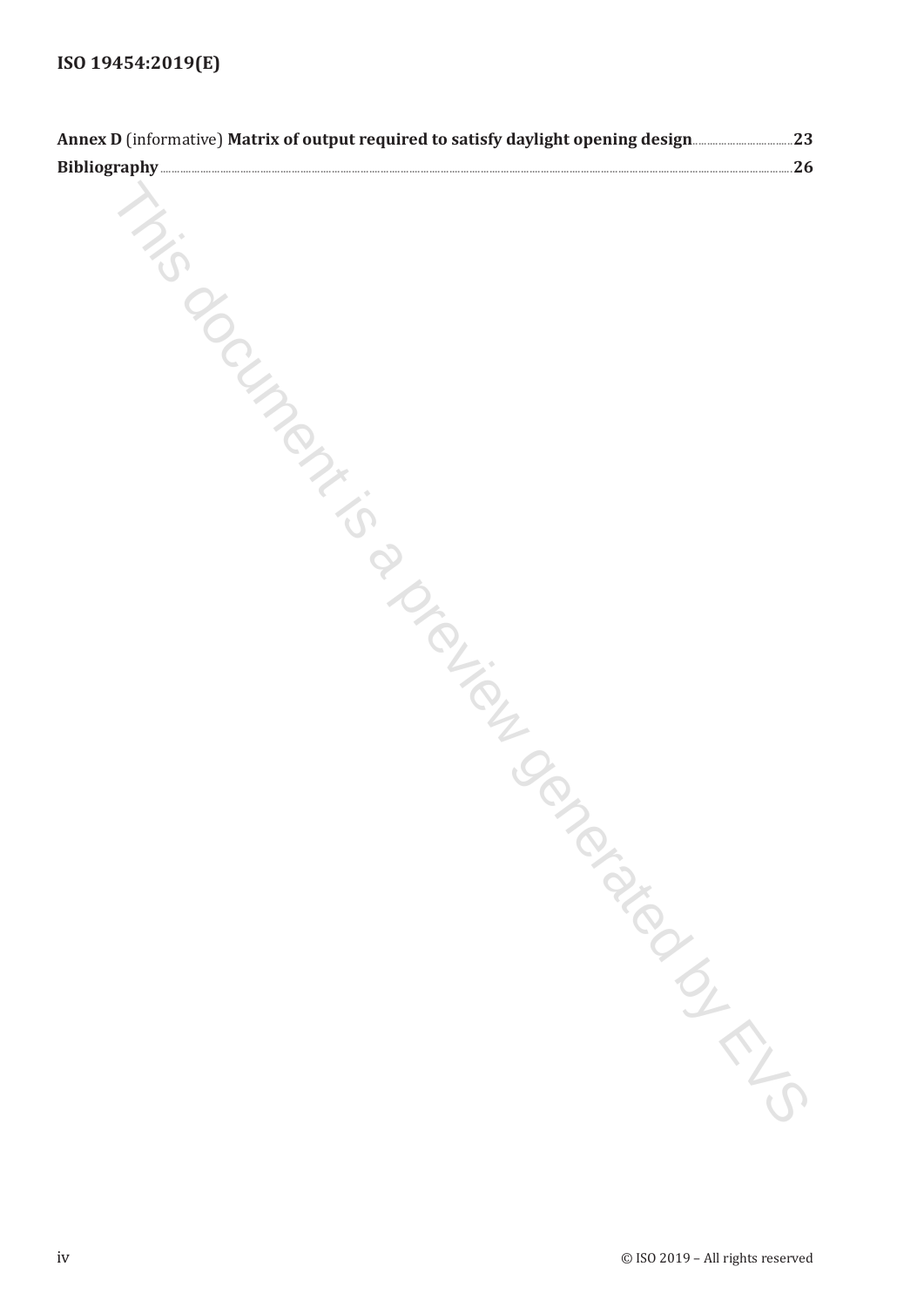**Annex D** (informative) **Matrix of output required to satisfy daylight opening design** .......... **23**

**Bibliography** .......... **26**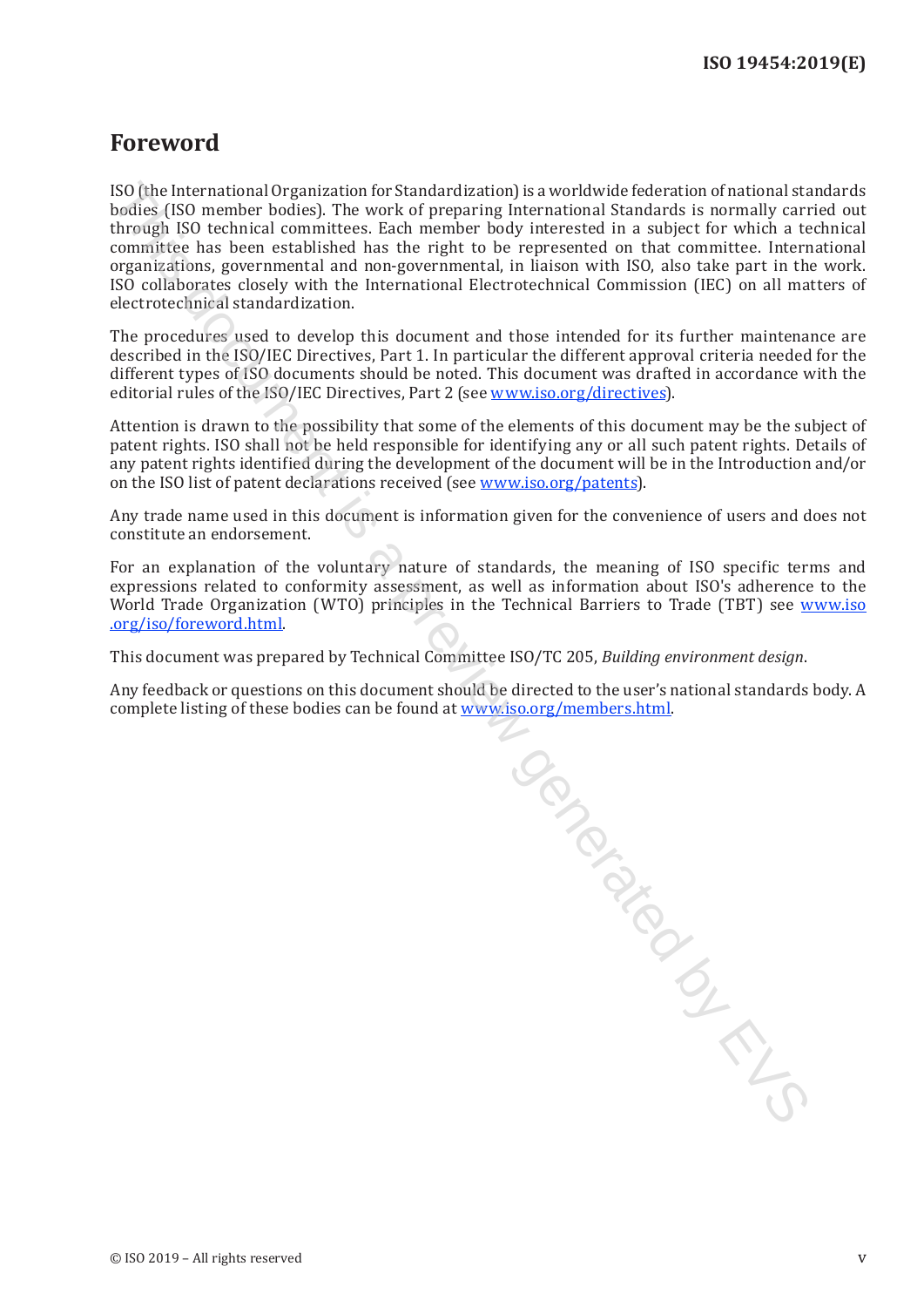# Foreword

ISO (the International Organization for Standardization) is a worldwide federation of national standards bodies (ISO member bodies). The work of preparing International Standards is normally carried out through ISO technical committees. Each member body interested in a subject for which a technical committee has been established has the right to be represented on that committee. International organizations, governmental and non-governmental, in liaison with ISO, also take part in the work. ISO collaborates closely with the International Electrotechnical Commission (IEC) on all matters of electrotechnical standardization.

The procedures used to develop this document and those intended for its further maintenance are described in the ISO/IEC Directives, Part 1. In particular the different approval criteria needed for the different types of ISO documents should be noted. This document was drafted in accordance with the editorial rules of the ISO/IEC Directives, Part 2 (see [www.iso.org/directives](www.iso.org/directives)).

Attention is drawn to the possibility that some of the elements of this document may be the subject of patent rights. ISO shall not be held responsible for identifying any or all such patent rights. Details of any patent rights identified during the development of the document will be in the Introduction and/or on the ISO list of patent declarations received (see [www.iso.org/patents](www.iso.org/patents)).

Any trade name used in this document is information given for the convenience of users and does not constitute an endorsement.

For an explanation of the voluntary nature of standards, the meaning of ISO specific terms and expressions related to conformity assessment, as well as information about ISO's adherence to the World Trade Organization (WTO) principles in the Technical Barriers to Trade (TBT) see [www.iso.org/iso/foreword.html](www.iso.org/iso/foreword.html).

This document was prepared by Technical Committee ISO/TC 205, *Building environment design*.

Any feedback or questions on this document should be directed to the user's national standards body. A complete listing of these bodies can be found at [www.iso.org/members.html](www.iso.org/members.html).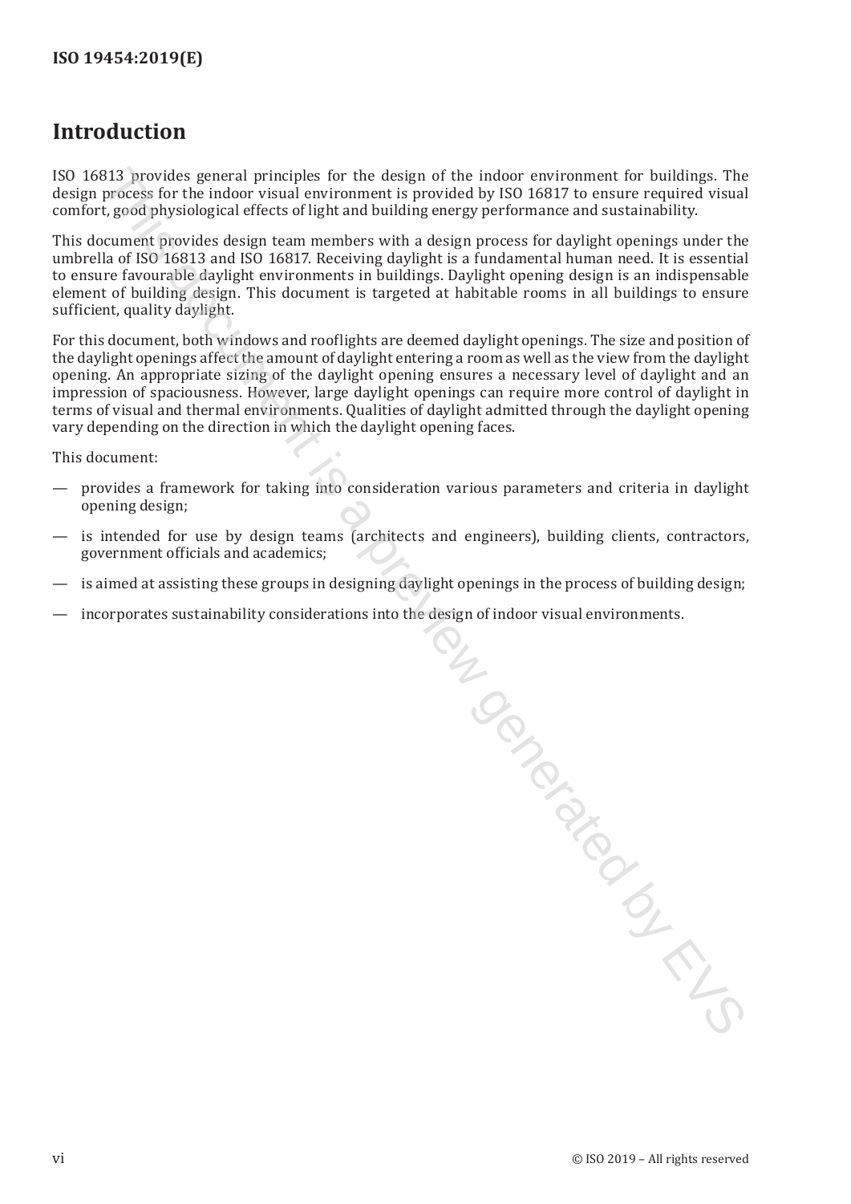# Introduction

ISO 16813 provides general principles for the design of the indoor environment for buildings. The design process for the indoor visual environment is provided by ISO 16817 to ensure required visual comfort, good physiological effects of light and building energy performance and sustainability.

This document provides design team members with a design process for daylight openings under the umbrella of ISO 16813 and ISO 16817. Receiving daylight is a fundamental human need. It is essential to ensure favourable daylight environments in buildings. Daylight opening design is an indispensable element of building design. This document is targeted at habitable rooms in all buildings to ensure sufficient, quality daylight.

For this document, both windows and rooflights are deemed daylight openings. The size and position of the daylight openings affect the amount of daylight entering a room as well as the view from the daylight opening. An appropriate sizing of the daylight opening ensures a necessary level of daylight and an impression of spaciousness. However, large daylight openings can require more control of daylight in terms of visual and thermal environments. Qualities of daylight admitted through the daylight opening vary depending on the direction in which the daylight opening faces.

This document:

— provides a framework for taking into consideration various parameters and criteria in daylight opening design;

— is intended for use by design teams (architects and engineers), building clients, contractors, government officials and academics;

— is aimed at assisting these groups in designing daylight openings in the process of building design;

— incorporates sustainability considerations into the design of indoor visual environments.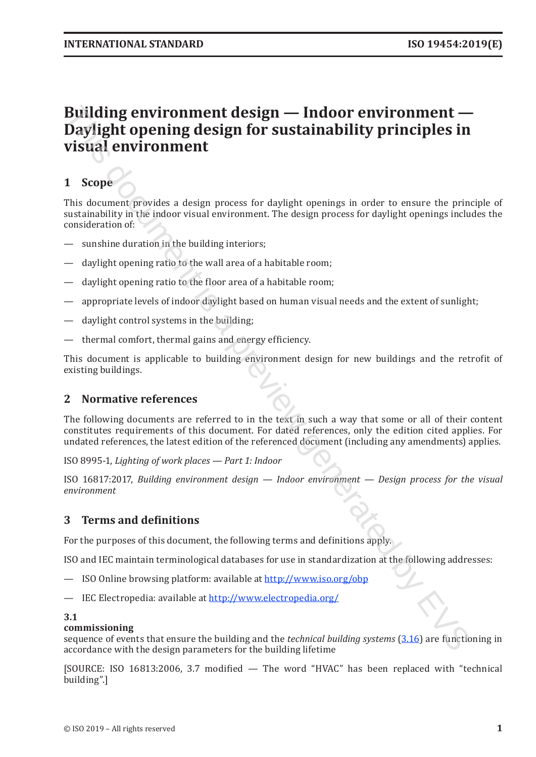# Building environment design — Indoor environment — Daylight opening design for sustainability principles in visual environment

## 1 Scope

This document provides a design process for daylight openings in order to ensure the principle of sustainability in the indoor visual environment. The design process for daylight openings includes the consideration of:

— sunshine duration in the building interiors;

— daylight opening ratio to the wall area of a habitable room;

— daylight opening ratio to the floor area of a habitable room;

— appropriate levels of indoor daylight based on human visual needs and the extent of sunlight;

— daylight control systems in the building;

— thermal comfort, thermal gains and energy efficiency.

This document is applicable to building environment design for new buildings and the retrofit of existing buildings.

## 2 Normative references

The following documents are referred to in the text in such a way that some or all of their content constitutes requirements of this document. For dated references, only the edition cited applies. For undated references, the latest edition of the referenced document (including any amendments) applies.

ISO 8995-1, *Lighting of work places — Part 1: Indoor*

ISO 16817:2017, *Building environment design — Indoor environment — Design process for the visual environment*

## 3 Terms and definitions

For the purposes of this document, the following terms and definitions apply.

ISO and IEC maintain terminological databases for use in standardization at the following addresses:

— ISO Online browsing platform: available at http://www.iso.org/obp

— IEC Electropedia: available at http://www.electropedia.org/

**3.1**
**commissioning**
sequence of events that ensure the building and the *technical building systems* (3.16) are functioning in accordance with the design parameters for the building lifetime

[SOURCE: ISO 16813:2006, 3.7 modified — The word "HVAC" has been replaced with "technical building".]